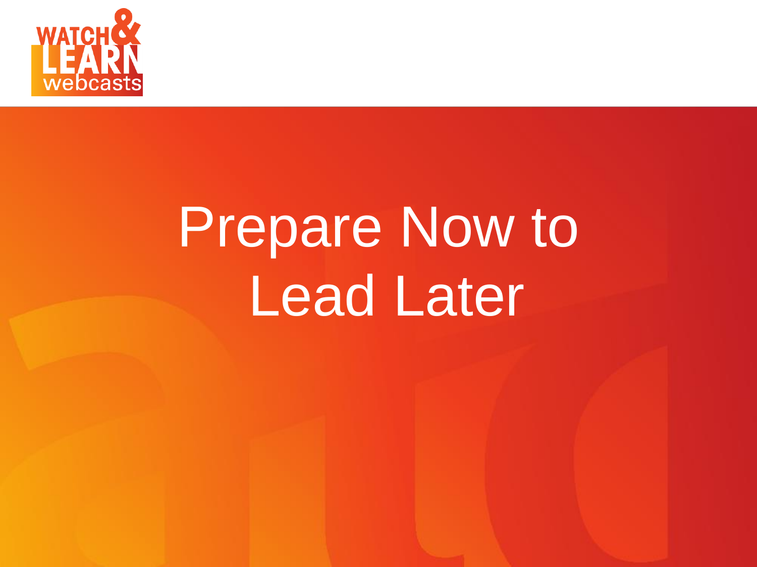# Prepare Now to Lead Later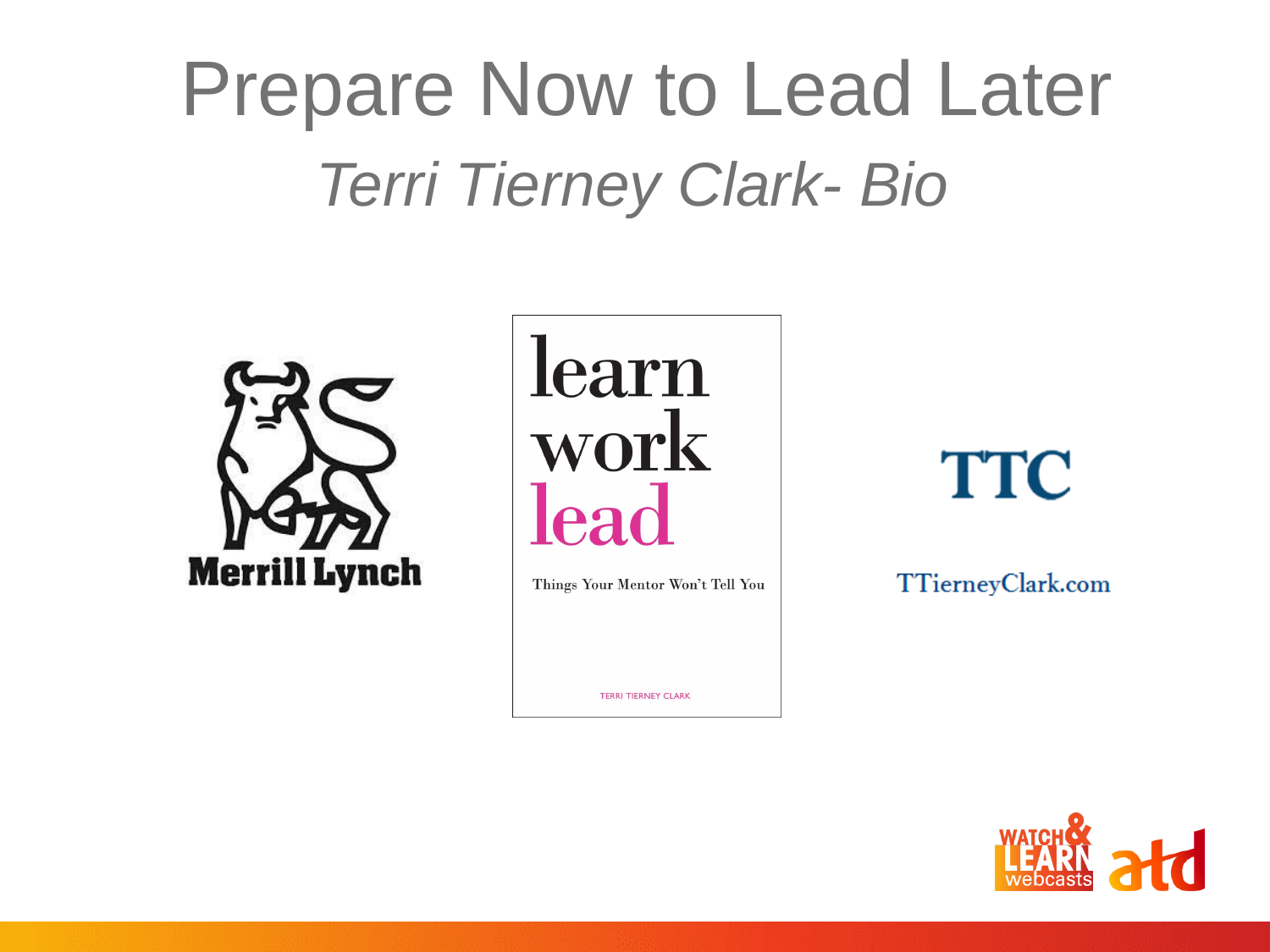# Prepare Now to Lead Later

## *Terri Tierney Clark- Bio*

Merrill Lynch

learn
work
lead

Things Your Mentor Won't Tell You

TERRI TIERNEY CLARK

TTC

TTierneyClark.com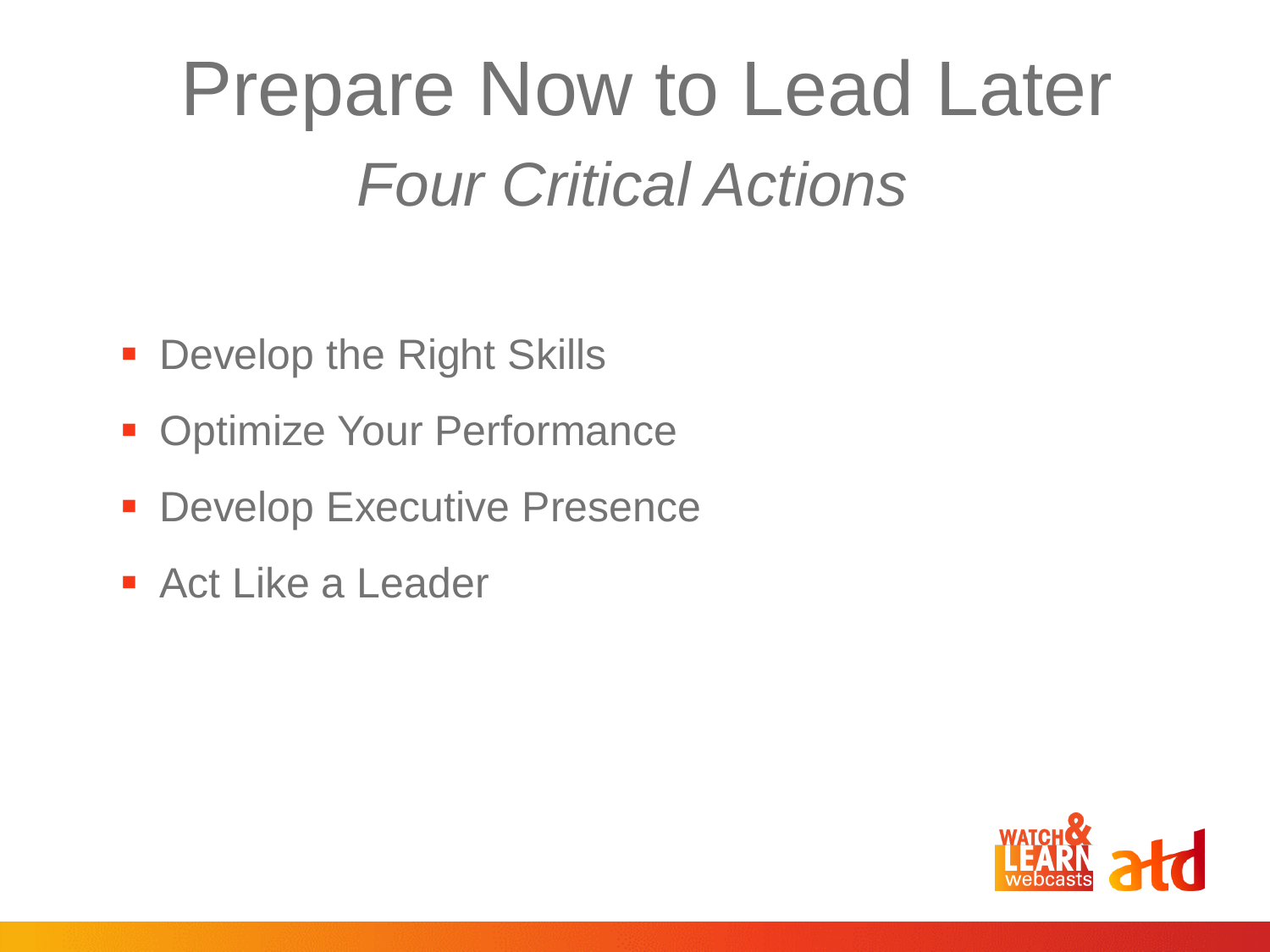# Prepare Now to Lead Later

## *Four Critical Actions*

- Develop the Right Skills
- Optimize Your Performance
- Develop Executive Presence
- Act Like a Leader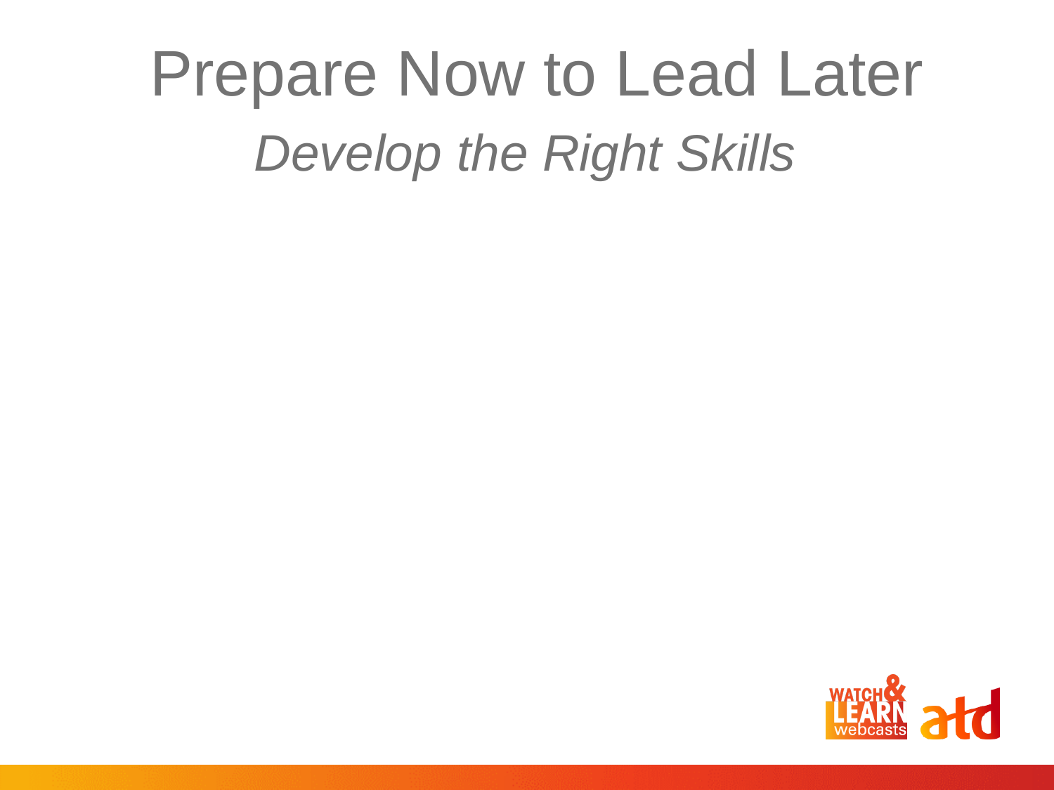# Prepare Now to Lead Later

*Develop the Right Skills*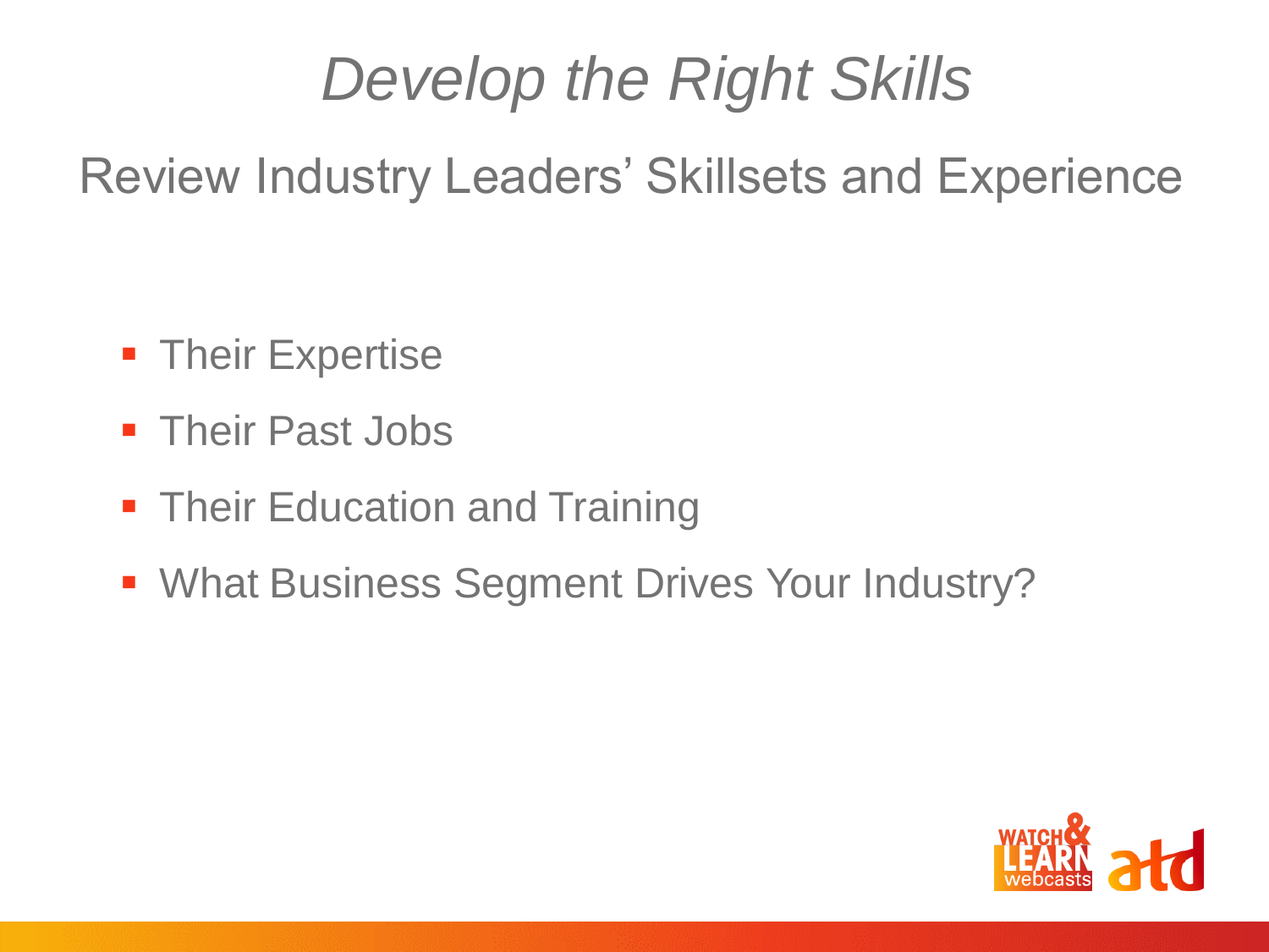# *Develop the Right Skills*

## Review Industry Leaders' Skillsets and Experience

- Their Expertise
- Their Past Jobs
- Their Education and Training
- What Business Segment Drives Your Industry?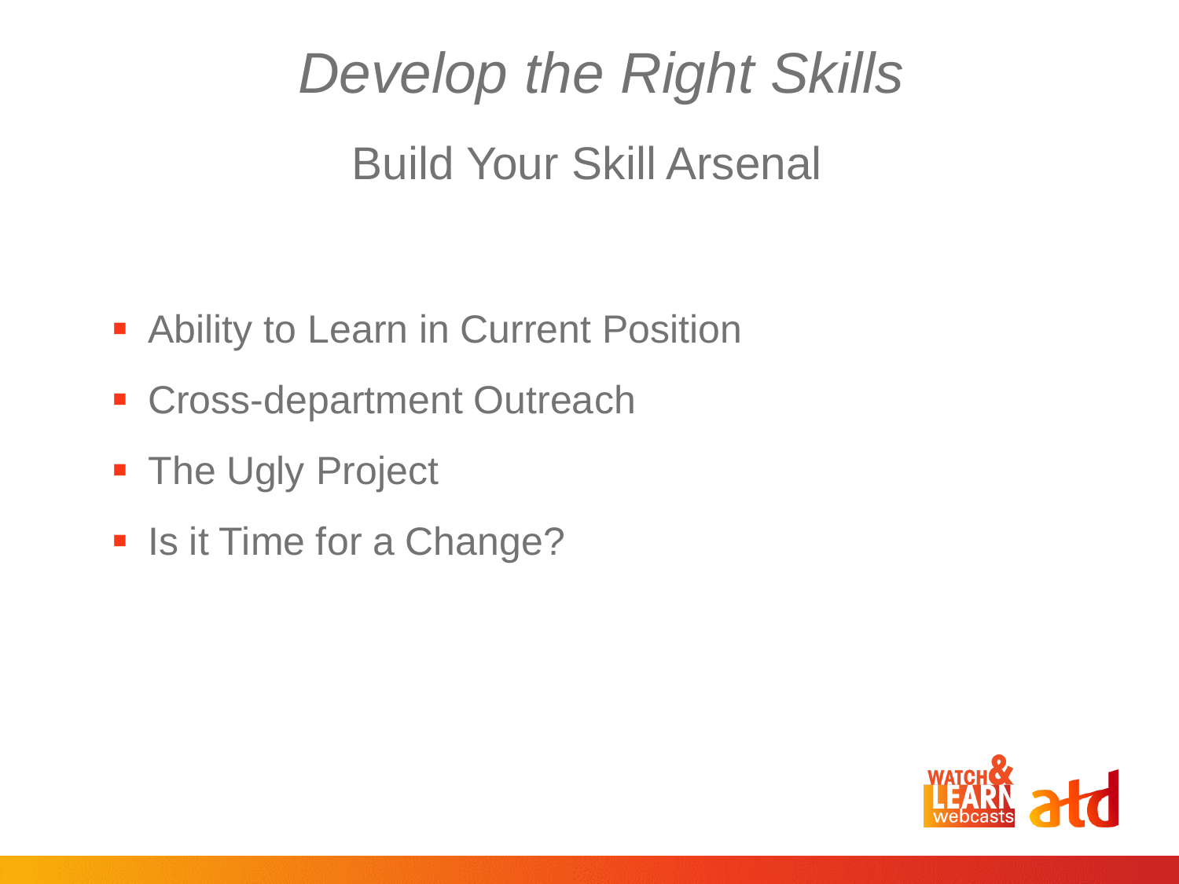# *Develop the Right Skills*

## Build Your Skill Arsenal

- Ability to Learn in Current Position
- Cross-department Outreach
- The Ugly Project
- Is it Time for a Change?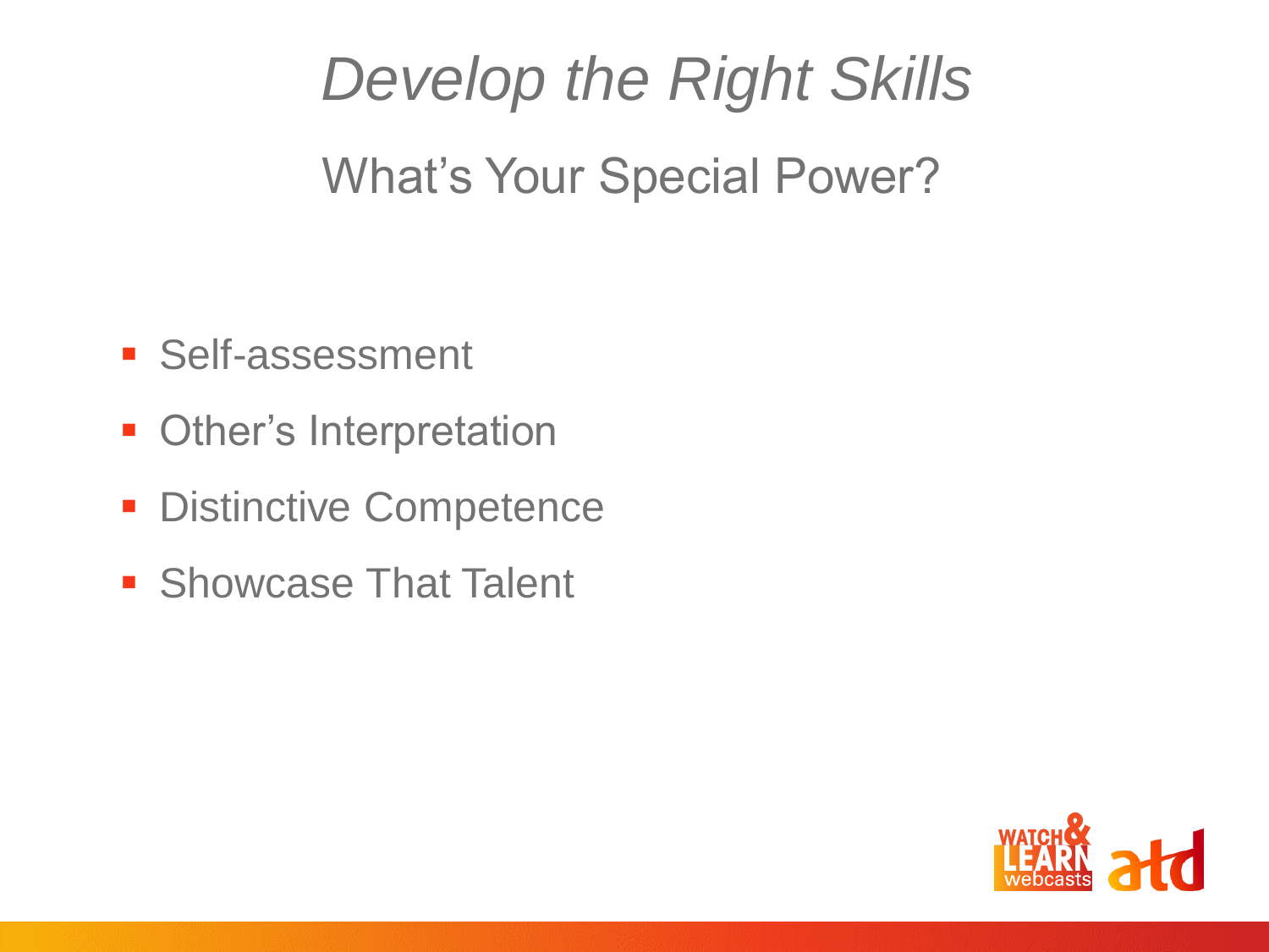# *Develop the Right Skills*

## What's Your Special Power?

- Self-assessment
- Other's Interpretation
- Distinctive Competence
- Showcase That Talent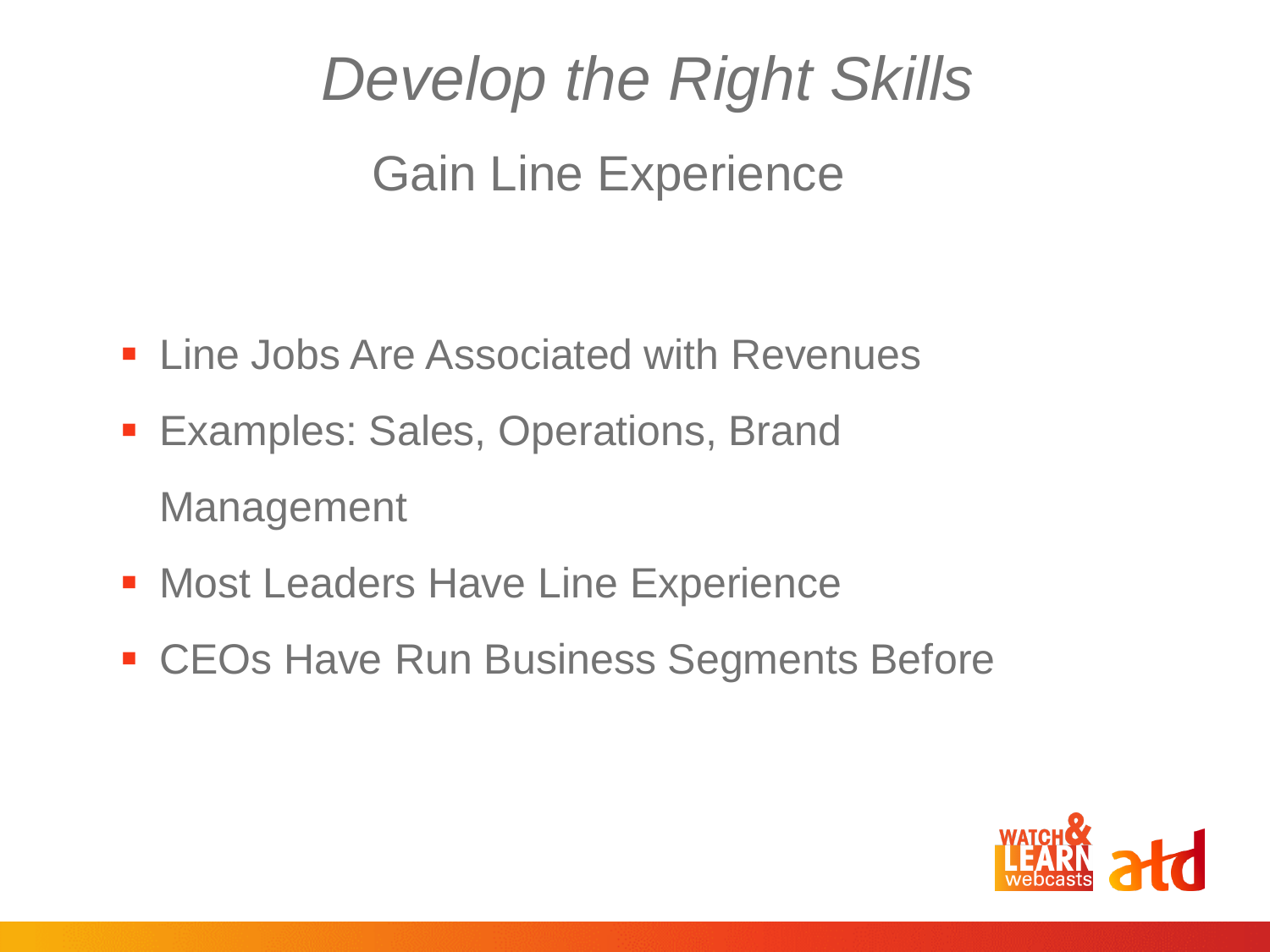# *Develop the Right Skills*

## Gain Line Experience

- Line Jobs Are Associated with Revenues
- Examples: Sales, Operations, Brand Management
- Most Leaders Have Line Experience
- CEOs Have Run Business Segments Before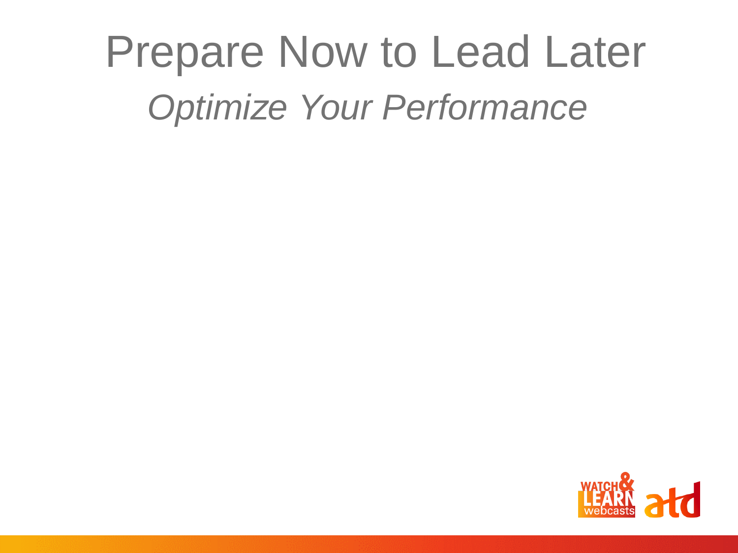# Prepare Now to Lead Later

*Optimize Your Performance*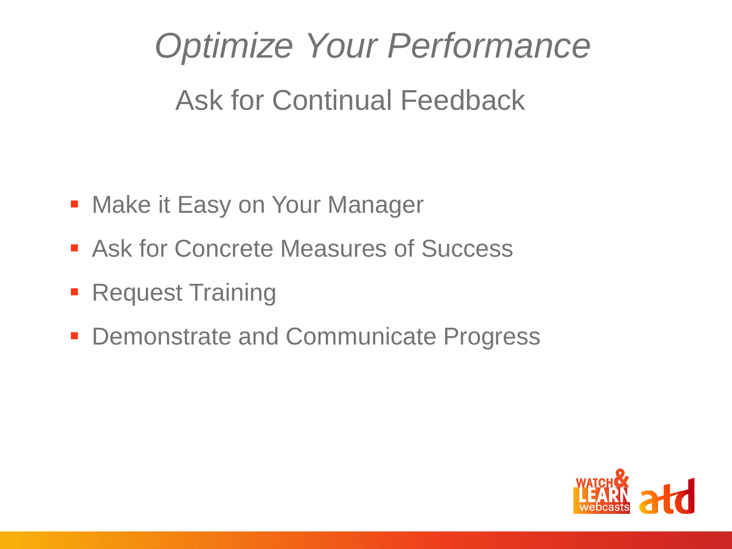# *Optimize Your Performance*

## Ask for Continual Feedback

- Make it Easy on Your Manager
- Ask for Concrete Measures of Success
- Request Training
- Demonstrate and Communicate Progress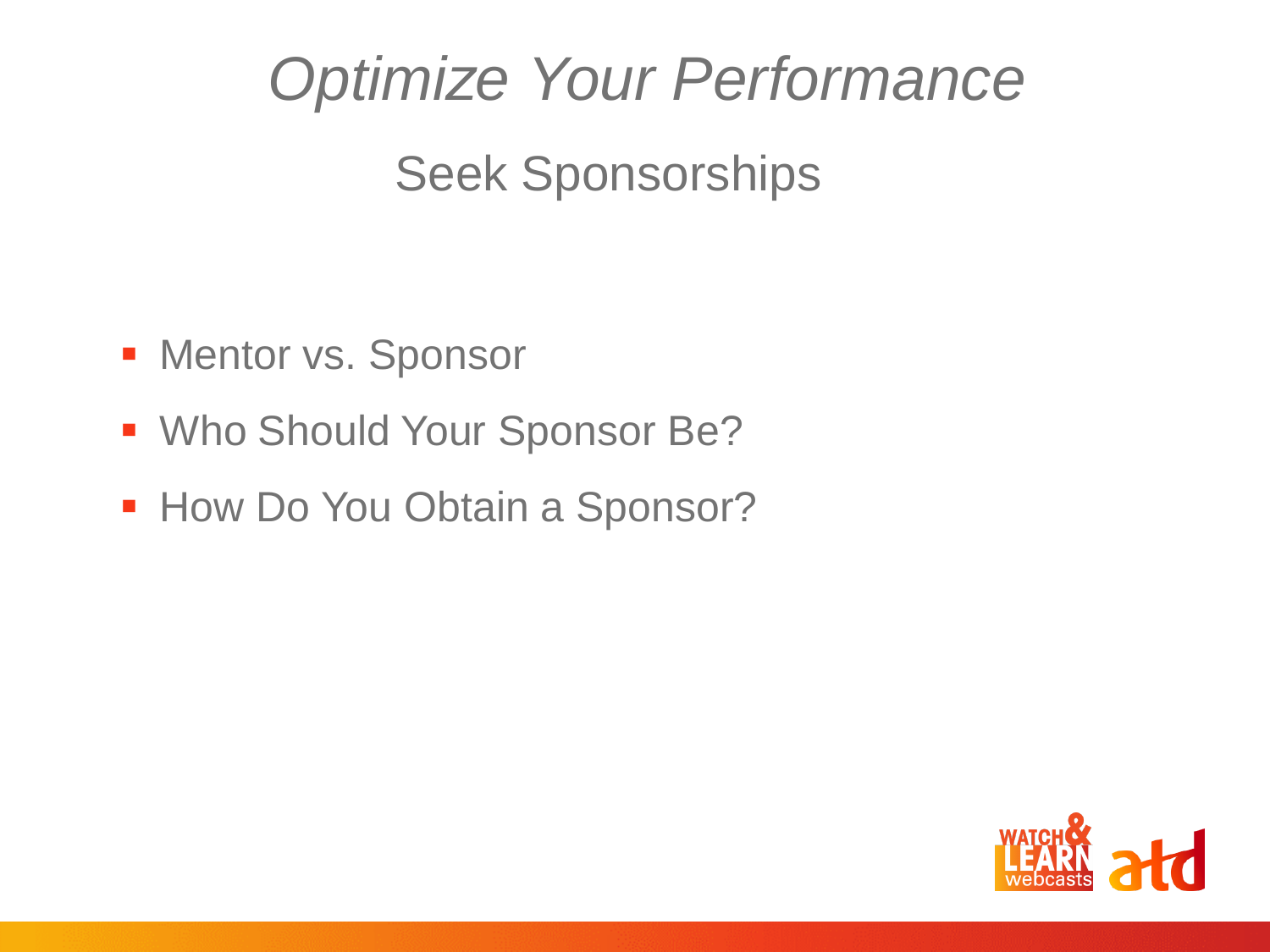# *Optimize Your Performance*

## Seek Sponsorships

- Mentor vs. Sponsor
- Who Should Your Sponsor Be?
- How Do You Obtain a Sponsor?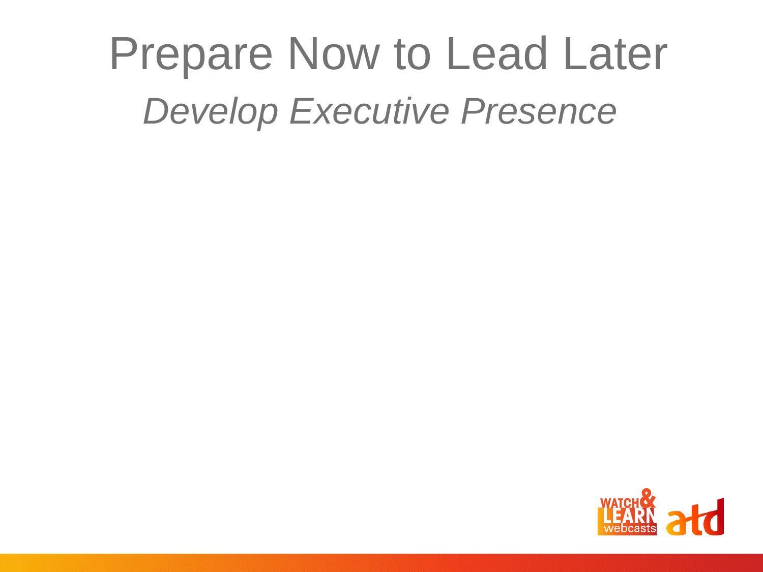# Prepare Now to Lead Later

*Develop Executive Presence*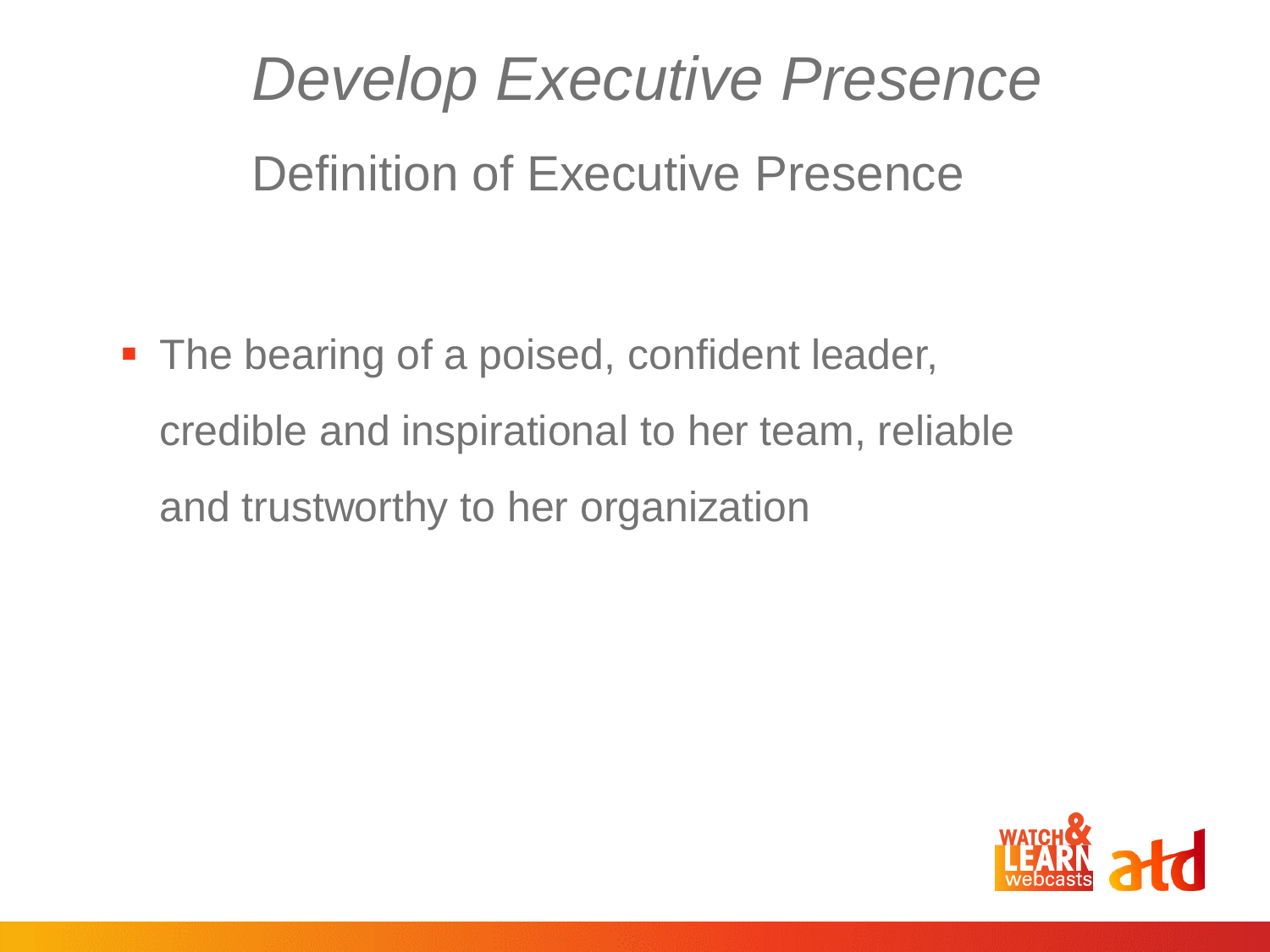# *Develop Executive Presence*

## Definition of Executive Presence

- The bearing of a poised, confident leader, credible and inspirational to her team, reliable and trustworthy to her organization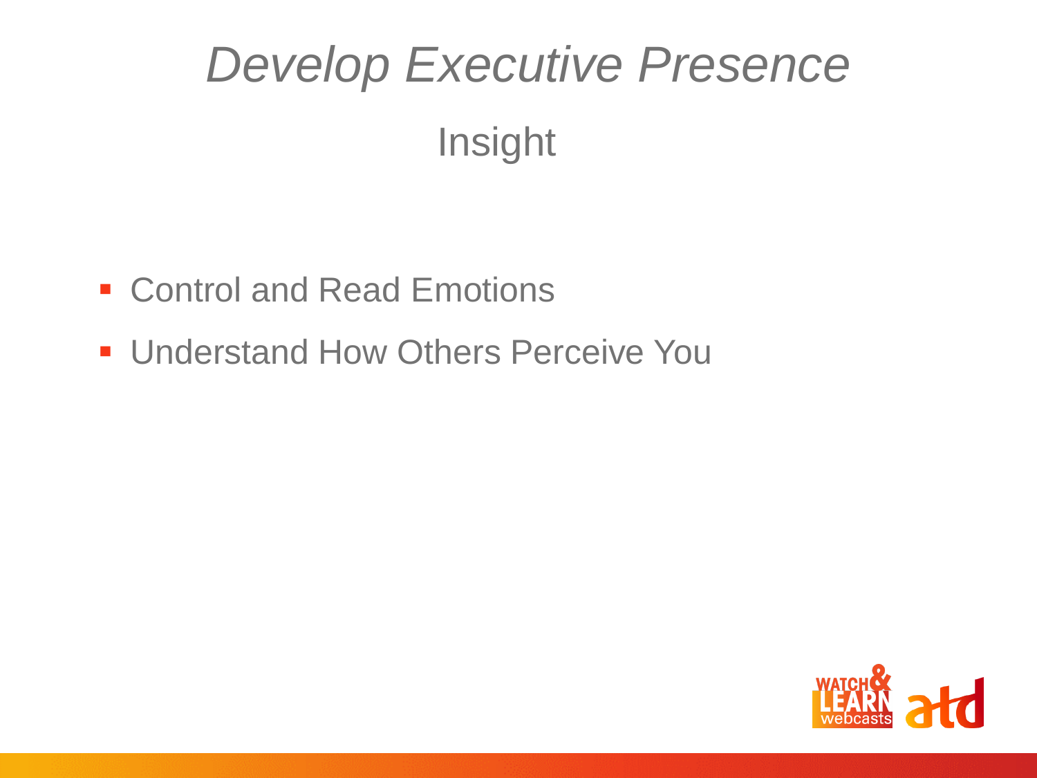# *Develop Executive Presence*

## Insight

- Control and Read Emotions
- Understand How Others Perceive You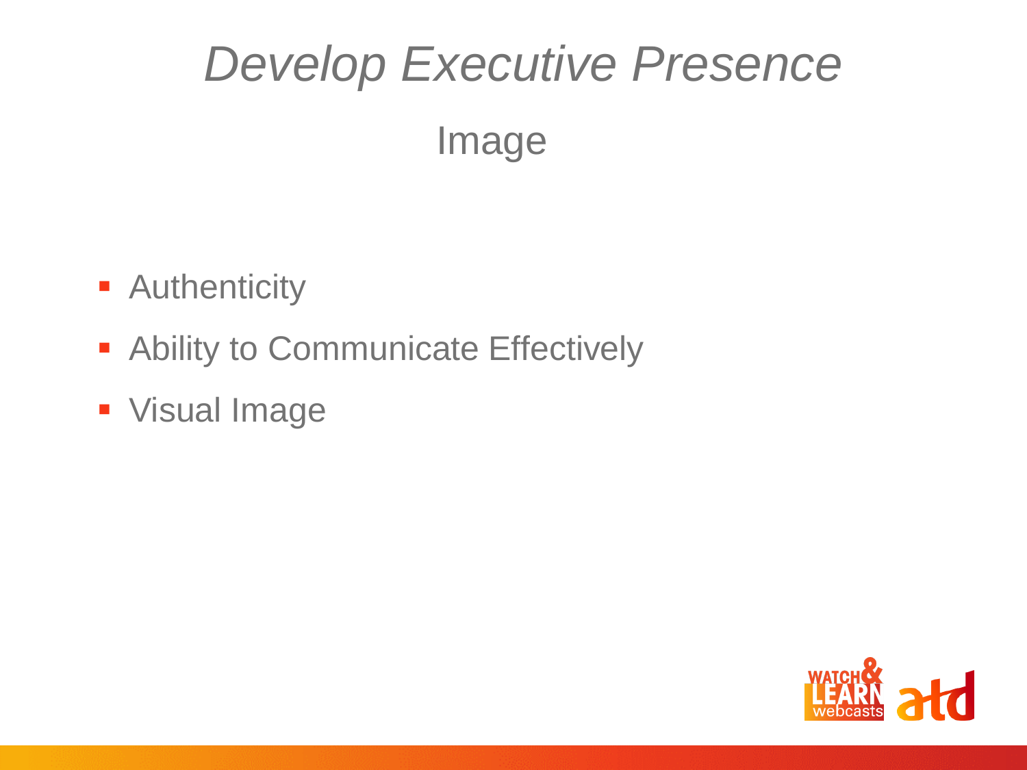# *Develop Executive Presence*

## Image

- Authenticity
- Ability to Communicate Effectively
- Visual Image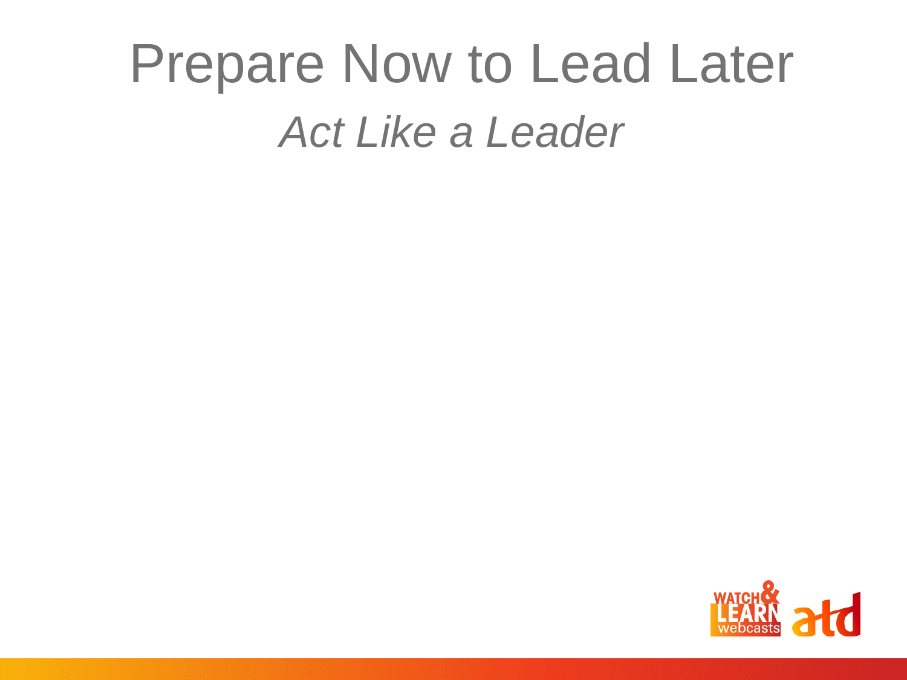# Prepare Now to Lead Later

## *Act Like a Leader*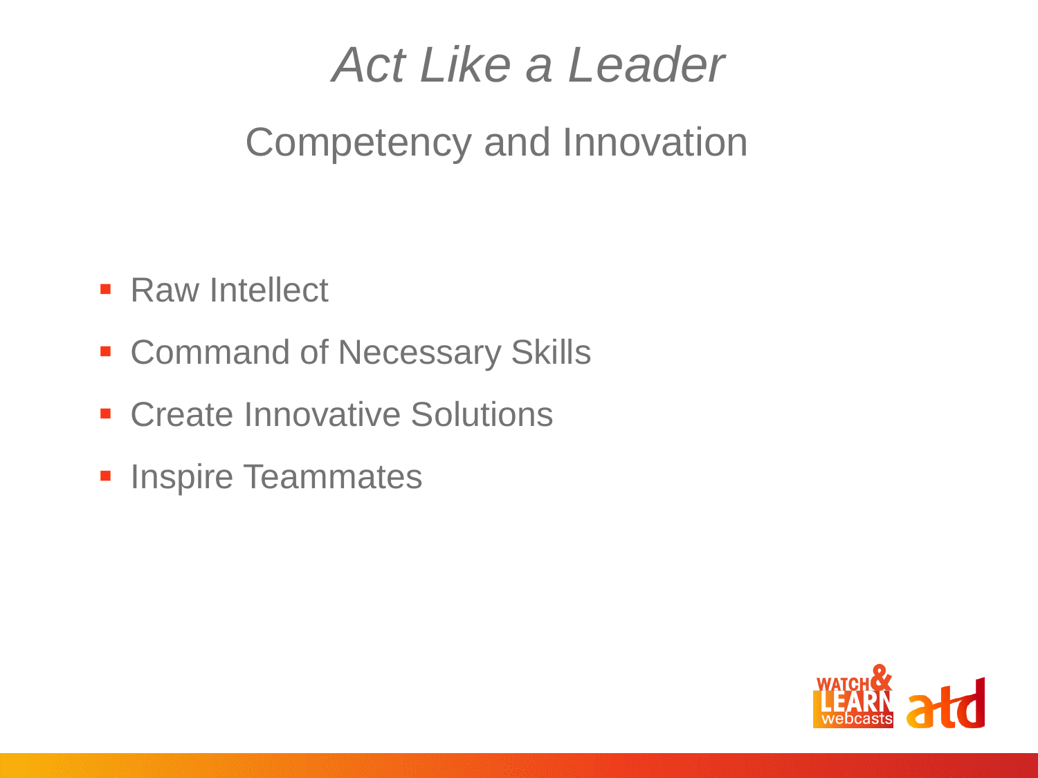# *Act Like a Leader*

## Competency and Innovation

- Raw Intellect
- Command of Necessary Skills
- Create Innovative Solutions
- Inspire Teammates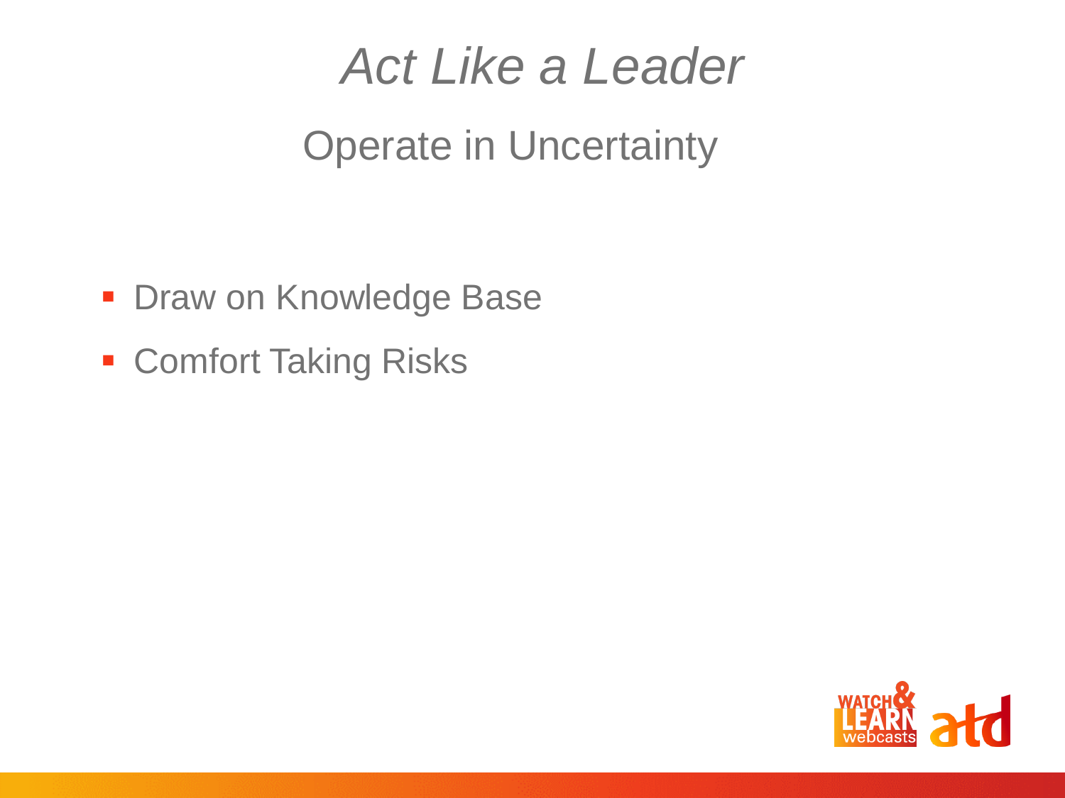# *Act Like a Leader*

## Operate in Uncertainty

- Draw on Knowledge Base
- Comfort Taking Risks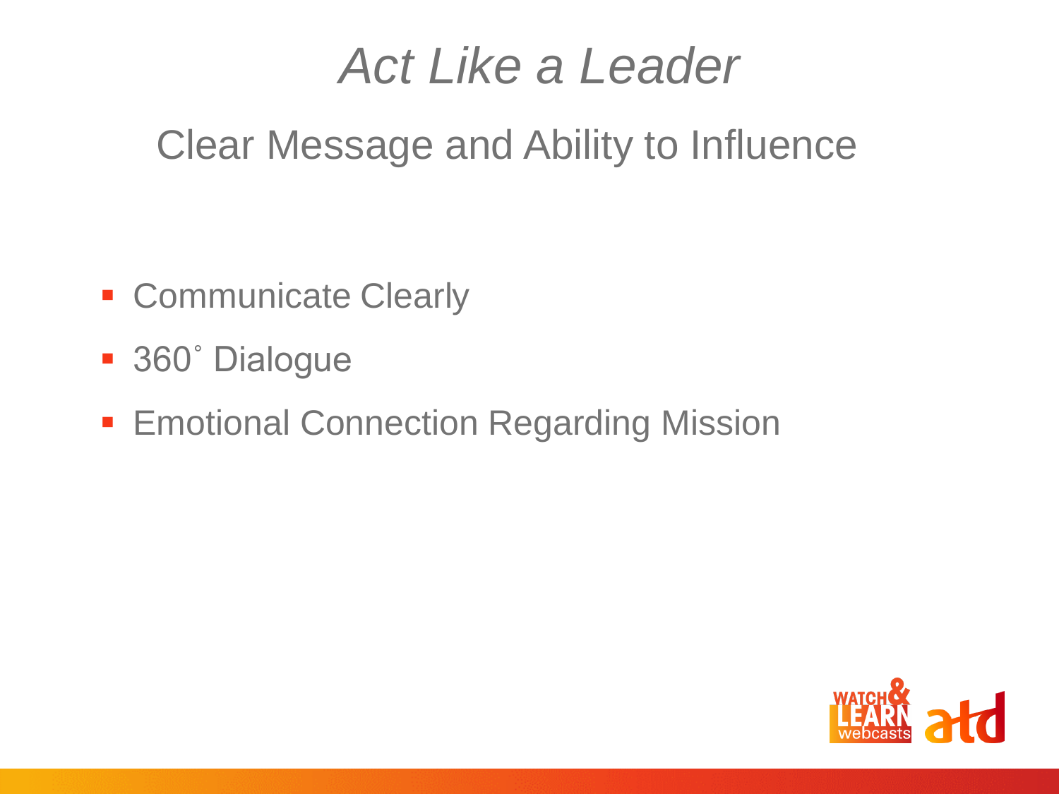# *Act Like a Leader*

## Clear Message and Ability to Influence

- Communicate Clearly
- 360˚ Dialogue
- Emotional Connection Regarding Mission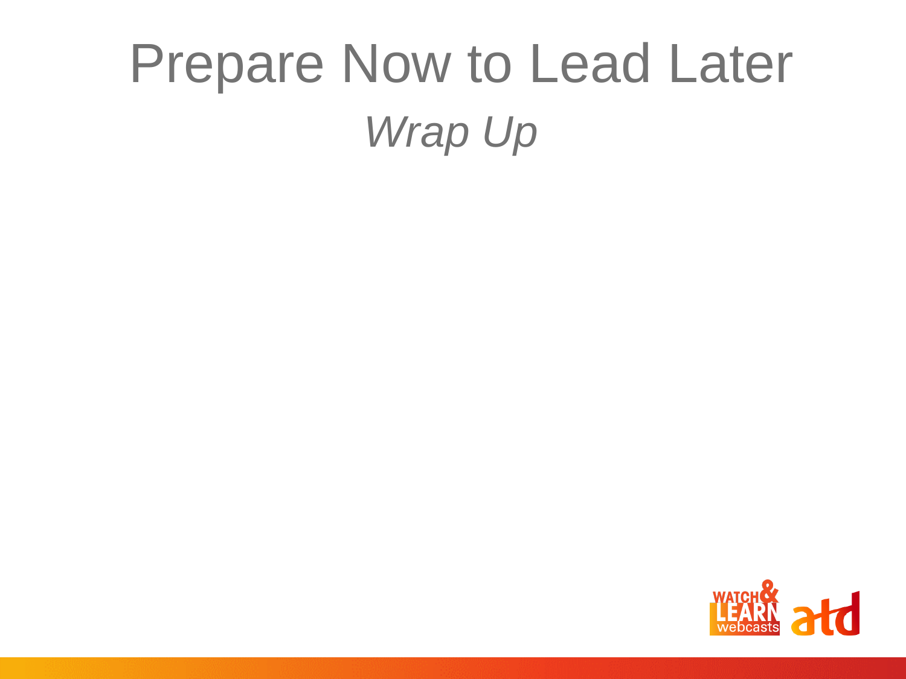# Prepare Now to Lead Later

*Wrap Up*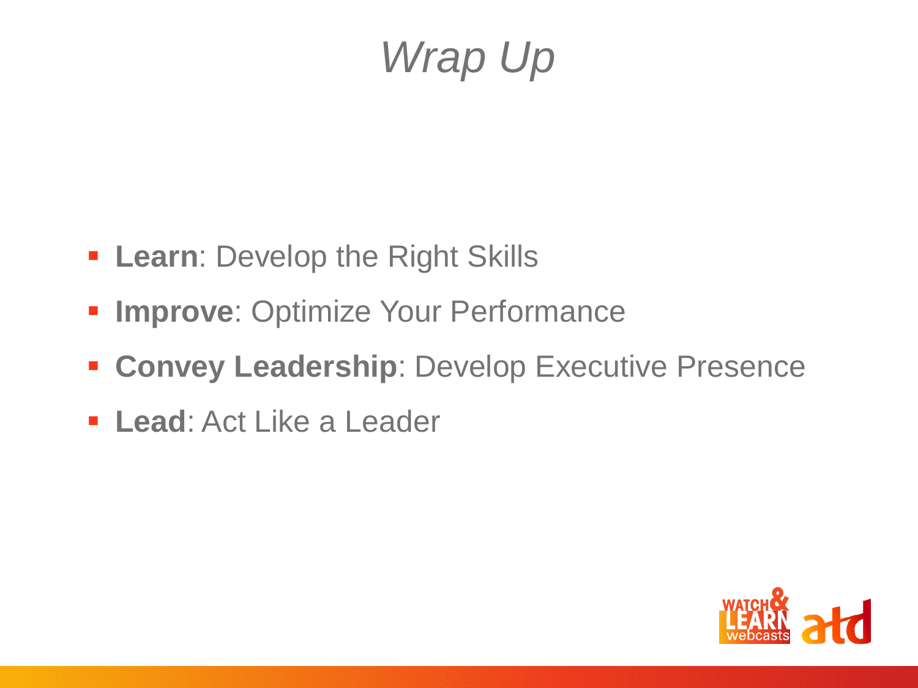# *Wrap Up*

- **Learn**: Develop the Right Skills
- **Improve**: Optimize Your Performance
- **Convey Leadership**: Develop Executive Presence
- **Lead**: Act Like a Leader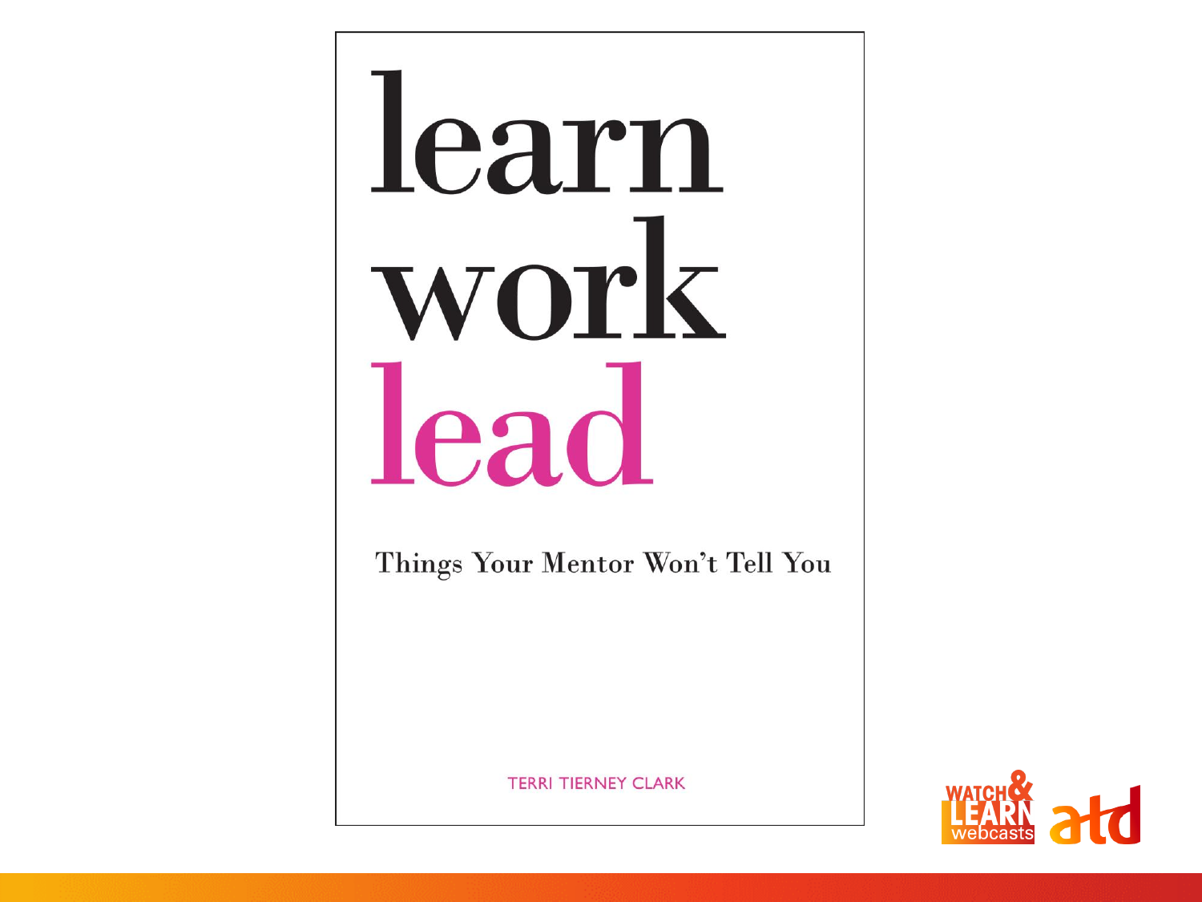# learn work lead

Things Your Mentor Won't Tell You

TERRI TIERNEY CLARK